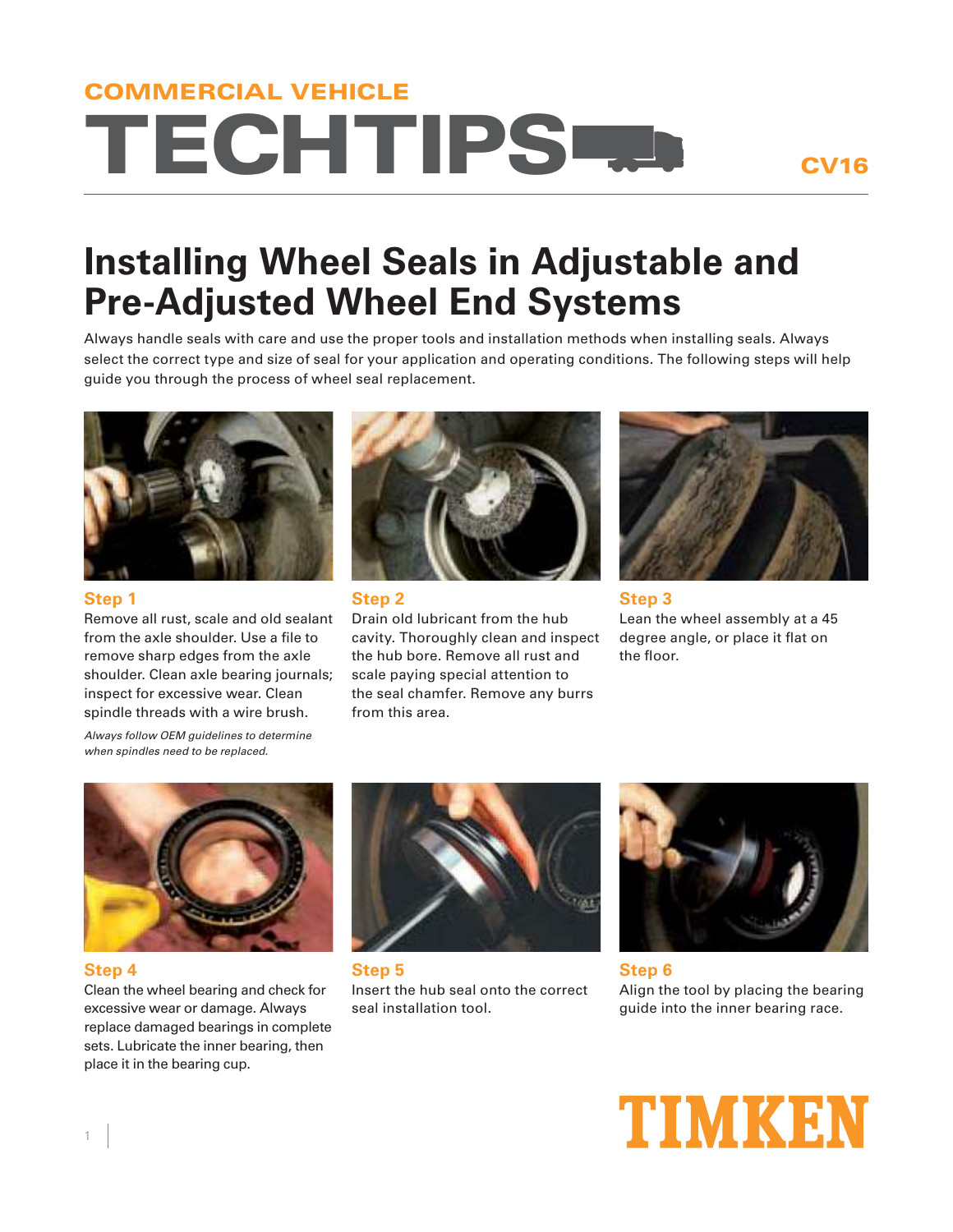COMMERCIAL VEHICLE

# TECHTIPS

CV16

## Installing Wheel Seals in Adjustable and Pre-Adjusted Wheel End Systems

Always handle seals with care and use the proper tools and installation methods when installing seals. Always select the correct type and size of seal for your application and operating conditions. The following steps will help guide you through the process of wheel seal replacement.

### Step 1

Remove all rust, scale and old sealant from the axle shoulder. Use a file to remove sharp edges from the axle shoulder. Clean axle bearing journals; inspect for excessive wear. Clean spindle threads with a wire brush.

*Always follow OEM guidelines to determine when spindles need to be replaced.*

### Step 2

Drain old lubricant from the hub cavity. Thoroughly clean and inspect the hub bore. Remove all rust and scale paying special attention to the seal chamfer. Remove any burrs from this area.

### Step 3

Lean the wheel assembly at a 45 degree angle, or place it flat on the floor.

### Step 4

Clean the wheel bearing and check for excessive wear or damage. Always replace damaged bearings in complete sets. Lubricate the inner bearing, then place it in the bearing cup.

### Step 5

Insert the hub seal onto the correct seal installation tool.

### Step 6

Align the tool by placing the bearing guide into the inner bearing race.

TIMKEN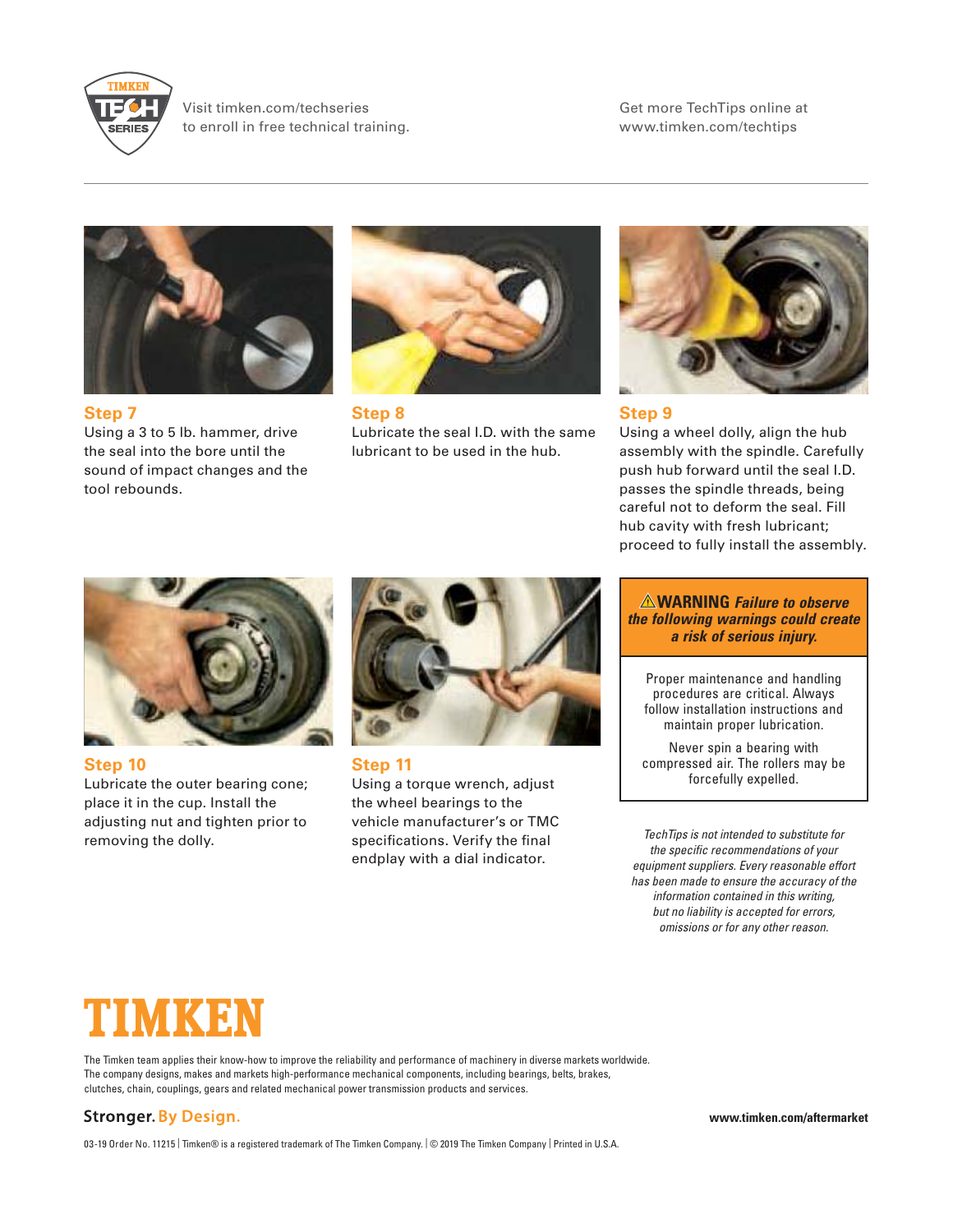Visit timken.com/techseries to enroll in free technical training.

Get more TechTips online at www.timken.com/techtips

### Step 7

Using a 3 to 5 lb. hammer, drive the seal into the bore until the sound of impact changes and the tool rebounds.

### Step 8

Lubricate the seal I.D. with the same lubricant to be used in the hub.

### Step 9

Using a wheel dolly, align the hub assembly with the spindle. Carefully push hub forward until the seal I.D. passes the spindle threads, being careful not to deform the seal. Fill hub cavity with fresh lubricant; proceed to fully install the assembly.

### Step 10

Lubricate the outer bearing cone; place it in the cup. Install the adjusting nut and tighten prior to removing the dolly.

### Step 11

Using a torque wrench, adjust the wheel bearings to the vehicle manufacturer's or TMC specifications. Verify the final endplay with a dial indicator.

**⚠WARNING** ***Failure to observe the following warnings could create a risk of serious injury.***

Proper maintenance and handling procedures are critical. Always follow installation instructions and maintain proper lubrication.

Never spin a bearing with compressed air. The rollers may be forcefully expelled.

*TechTips is not intended to substitute for the specific recommendations of your equipment suppliers. Every reasonable effort has been made to ensure the accuracy of the information contained in this writing, but no liability is accepted for errors, omissions or for any other reason.*

# TIMKEN

The Timken team applies their know-how to improve the reliability and performance of machinery in diverse markets worldwide. The company designs, makes and markets high-performance mechanical components, including bearings, belts, brakes, clutches, chain, couplings, gears and related mechanical power transmission products and services.

**Stronger. By Design.**

**www.timken.com/aftermarket**

03-19 Order No. 11215 | Timken® is a registered trademark of The Timken Company. | © 2019 The Timken Company | Printed in U.S.A.